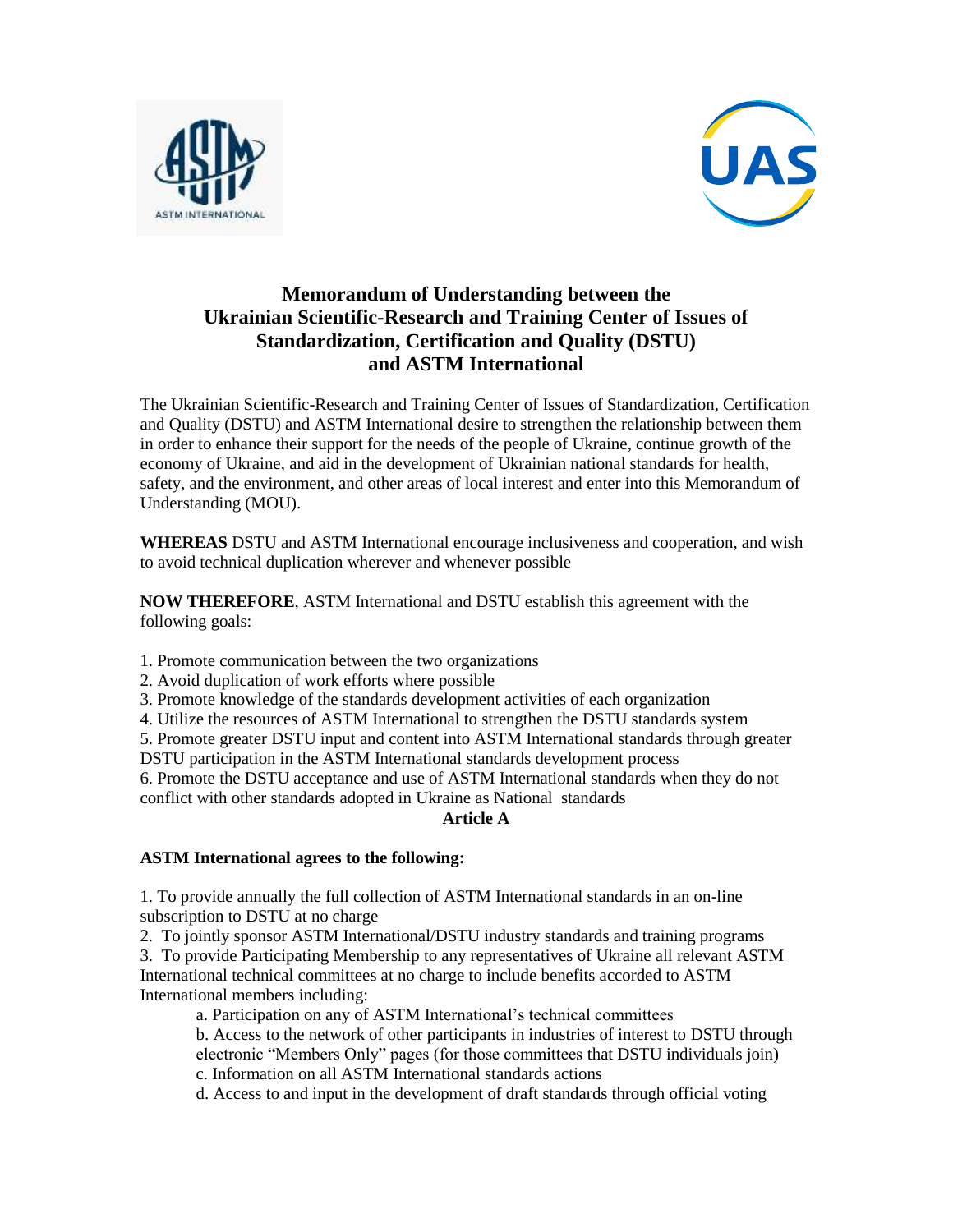# Memorandum of Understanding between the Ukrainian Scientific-Research and Training Center of Issues of Standardization, Certification and Quality (DSTU) and ASTM International

The Ukrainian Scientific-Research and Training Center of Issues of Standardization, Certification and Quality (DSTU) and ASTM International desire to strengthen the relationship between them in order to enhance their support for the needs of the people of Ukraine, continue growth of the economy of Ukraine, and aid in the development of Ukrainian national standards for health, safety, and the environment, and other areas of local interest and enter into this Memorandum of Understanding (MOU).

**WHEREAS** DSTU and ASTM International encourage inclusiveness and cooperation, and wish to avoid technical duplication wherever and whenever possible

**NOW THEREFORE**, ASTM International and DSTU establish this agreement with the following goals:

1. Promote communication between the two organizations
2. Avoid duplication of work efforts where possible
3. Promote knowledge of the standards development activities of each organization
4. Utilize the resources of ASTM International to strengthen the DSTU standards system
5. Promote greater DSTU input and content into ASTM International standards through greater DSTU participation in the ASTM International standards development process
6. Promote the DSTU acceptance and use of ASTM International standards when they do not conflict with other standards adopted in Ukraine as National standards

## Article A

**ASTM International agrees to the following:**

1. To provide annually the full collection of ASTM International standards in an on-line subscription to DSTU at no charge
2. To jointly sponsor ASTM International/DSTU industry standards and training programs
3. To provide Participating Membership to any representatives of Ukraine all relevant ASTM International technical committees at no charge to include benefits accorded to ASTM International members including:
   - a. Participation on any of ASTM International's technical committees
   - b. Access to the network of other participants in industries of interest to DSTU through electronic "Members Only" pages (for those committees that DSTU individuals join)
   - c. Information on all ASTM International standards actions
   - d. Access to and input in the development of draft standards through official voting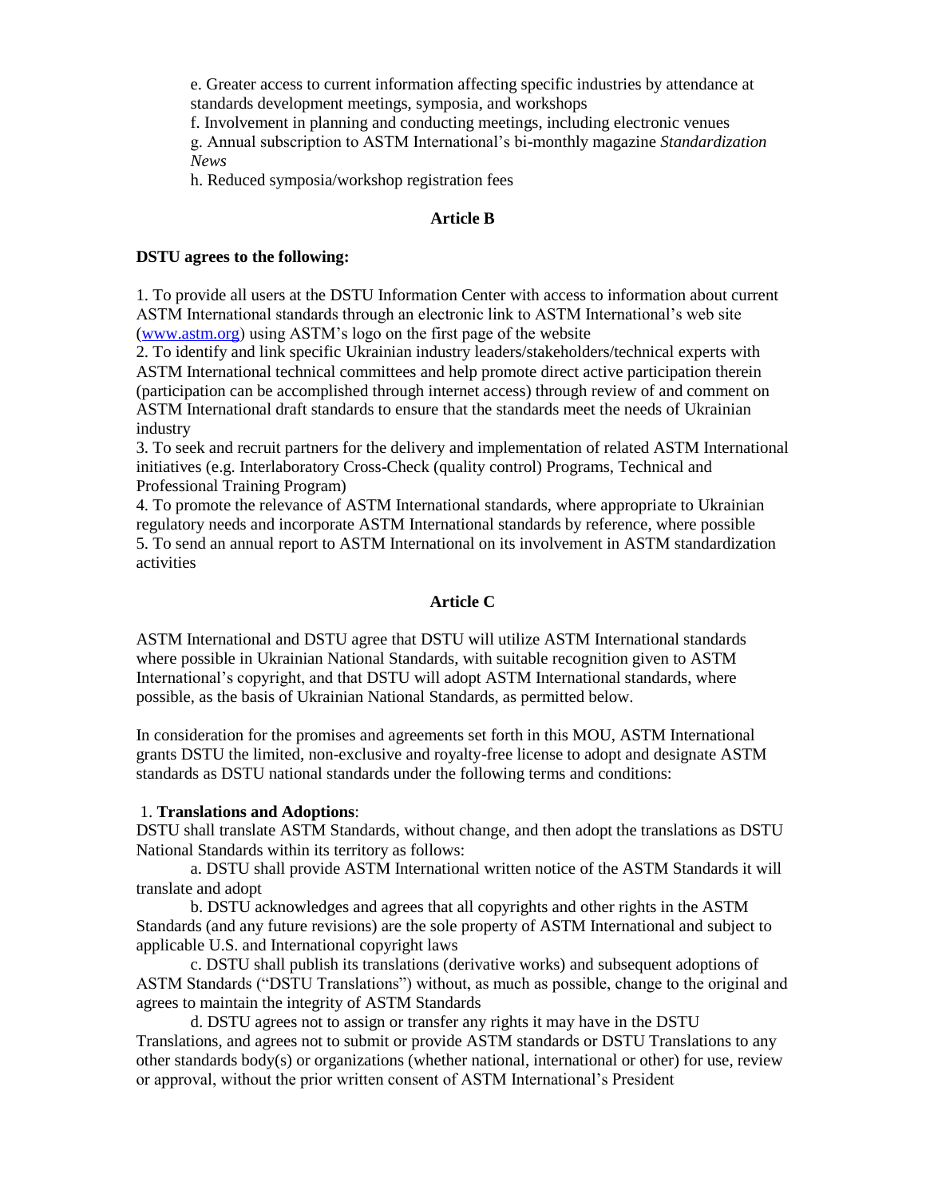e. Greater access to current information affecting specific industries by attendance at standards development meetings, symposia, and workshops

f. Involvement in planning and conducting meetings, including electronic venues

g. Annual subscription to ASTM International's bi-monthly magazine *Standardization News*

h. Reduced symposia/workshop registration fees

**Article B**

**DSTU agrees to the following:**

1. To provide all users at the DSTU Information Center with access to information about current ASTM International standards through an electronic link to ASTM International's web site (www.astm.org) using ASTM's logo on the first page of the website
2. To identify and link specific Ukrainian industry leaders/stakeholders/technical experts with ASTM International technical committees and help promote direct active participation therein (participation can be accomplished through internet access) through review of and comment on ASTM International draft standards to ensure that the standards meet the needs of Ukrainian industry
3. To seek and recruit partners for the delivery and implementation of related ASTM International initiatives (e.g. Interlaboratory Cross-Check (quality control) Programs, Technical and Professional Training Program)
4. To promote the relevance of ASTM International standards, where appropriate to Ukrainian regulatory needs and incorporate ASTM International standards by reference, where possible
5. To send an annual report to ASTM International on its involvement in ASTM standardization activities

**Article C**

ASTM International and DSTU agree that DSTU will utilize ASTM International standards where possible in Ukrainian National Standards, with suitable recognition given to ASTM International's copyright, and that DSTU will adopt ASTM International standards, where possible, as the basis of Ukrainian National Standards, as permitted below.

In consideration for the promises and agreements set forth in this MOU, ASTM International grants DSTU the limited, non-exclusive and royalty-free license to adopt and designate ASTM standards as DSTU national standards under the following terms and conditions:

1. **Translations and Adoptions**:

DSTU shall translate ASTM Standards, without change, and then adopt the translations as DSTU National Standards within its territory as follows:

a. DSTU shall provide ASTM International written notice of the ASTM Standards it will translate and adopt

b. DSTU acknowledges and agrees that all copyrights and other rights in the ASTM Standards (and any future revisions) are the sole property of ASTM International and subject to applicable U.S. and International copyright laws

c. DSTU shall publish its translations (derivative works) and subsequent adoptions of ASTM Standards ("DSTU Translations") without, as much as possible, change to the original and agrees to maintain the integrity of ASTM Standards

d. DSTU agrees not to assign or transfer any rights it may have in the DSTU Translations, and agrees not to submit or provide ASTM standards or DSTU Translations to any other standards body(s) or organizations (whether national, international or other) for use, review or approval, without the prior written consent of ASTM International's President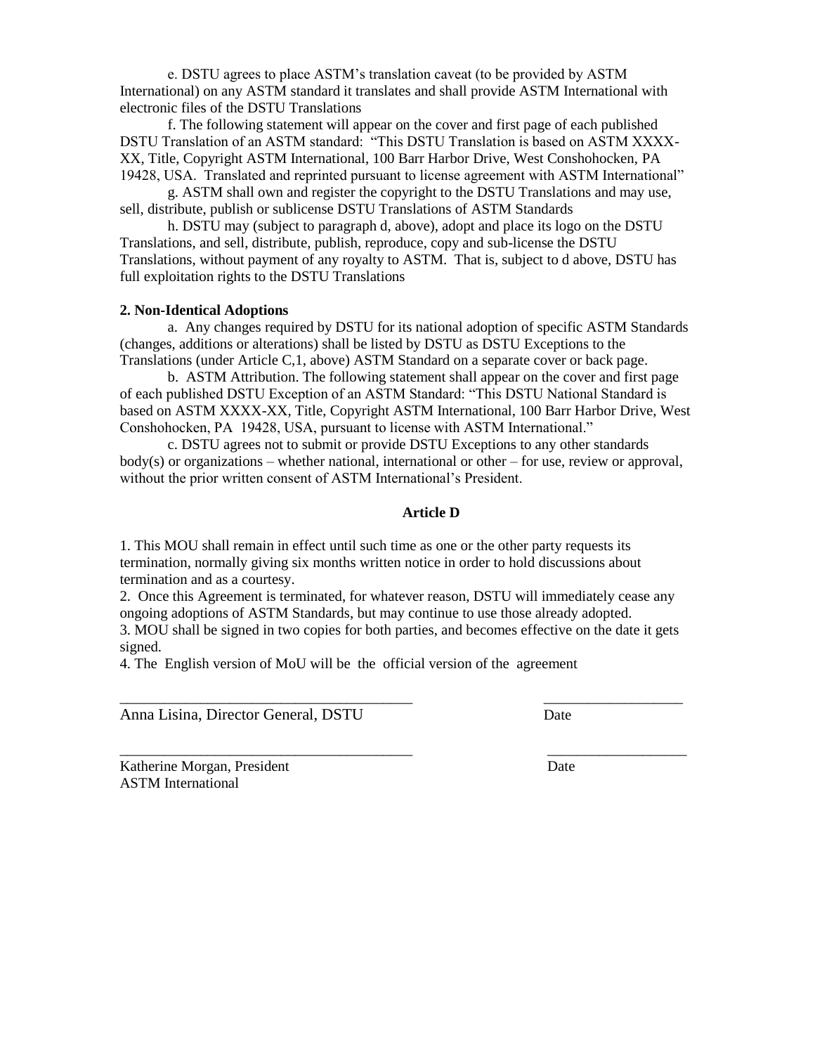e. DSTU agrees to place ASTM's translation caveat (to be provided by ASTM International) on any ASTM standard it translates and shall provide ASTM International with electronic files of the DSTU Translations

f. The following statement will appear on the cover and first page of each published DSTU Translation of an ASTM standard: "This DSTU Translation is based on ASTM XXXX-XX, Title, Copyright ASTM International, 100 Barr Harbor Drive, West Conshohocken, PA 19428, USA. Translated and reprinted pursuant to license agreement with ASTM International"

g. ASTM shall own and register the copyright to the DSTU Translations and may use, sell, distribute, publish or sublicense DSTU Translations of ASTM Standards

h. DSTU may (subject to paragraph d, above), adopt and place its logo on the DSTU Translations, and sell, distribute, publish, reproduce, copy and sub-license the DSTU Translations, without payment of any royalty to ASTM. That is, subject to d above, DSTU has full exploitation rights to the DSTU Translations

**2. Non-Identical Adoptions**

a. Any changes required by DSTU for its national adoption of specific ASTM Standards (changes, additions or alterations) shall be listed by DSTU as DSTU Exceptions to the Translations (under Article C,1, above) ASTM Standard on a separate cover or back page.

b. ASTM Attribution. The following statement shall appear on the cover and first page of each published DSTU Exception of an ASTM Standard: "This DSTU National Standard is based on ASTM XXXX-XX, Title, Copyright ASTM International, 100 Barr Harbor Drive, West Conshohocken, PA 19428, USA, pursuant to license with ASTM International."

c. DSTU agrees not to submit or provide DSTU Exceptions to any other standards body(s) or organizations – whether national, international or other – for use, review or approval, without the prior written consent of ASTM International's President.

**Article D**

1. This MOU shall remain in effect until such time as one or the other party requests its termination, normally giving six months written notice in order to hold discussions about termination and as a courtesy.
2. Once this Agreement is terminated, for whatever reason, DSTU will immediately cease any ongoing adoptions of ASTM Standards, but may continue to use those already adopted.
3. MOU shall be signed in two copies for both parties, and becomes effective on the date it gets signed.
4. The English version of MoU will be the official version of the agreement

\_\_\_\_\_\_\_\_\_\_\_\_\_\_\_\_\_\_\_\_\_\_\_\_\_\_\_\_\_\_\_\_\_\_\_\_\_\_\_\_ \_\_\_\_\_\_\_\_\_\_\_\_\_\_\_\_\_\_\_

Anna Lisina, Director General, DSTU Date

\_\_\_\_\_\_\_\_\_\_\_\_\_\_\_\_\_\_\_\_\_\_\_\_\_\_\_\_\_\_\_\_\_\_\_\_\_\_\_\_ \_\_\_\_\_\_\_\_\_\_\_\_\_\_\_\_\_\_\_

Katherine Morgan, President Date
ASTM International